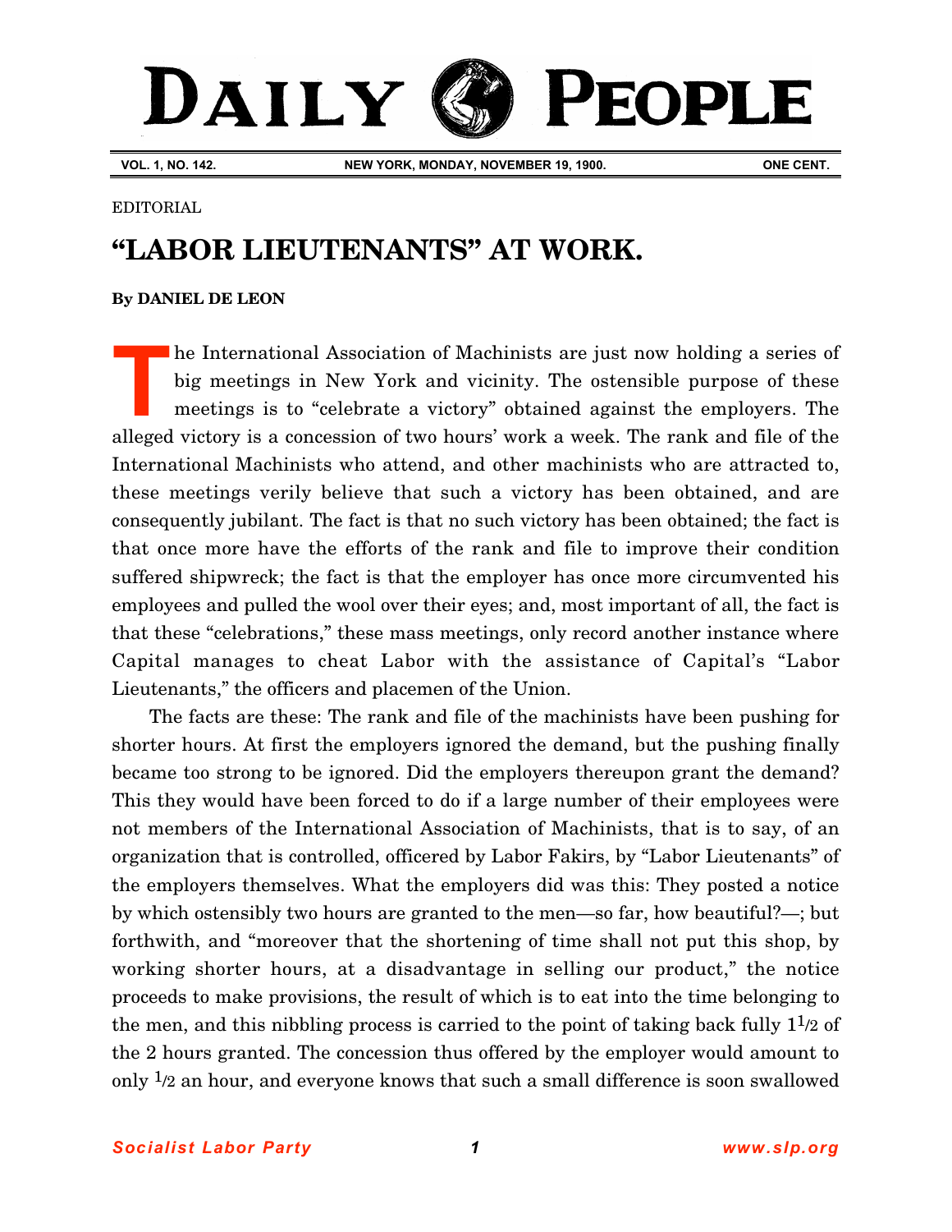# DAILY PEOPLE

**VOL. 1, NO. 142.** **NEW YORK, MONDAY, NOVEMBER 19, 1900.** **ONE CENT.**

EDITORIAL

## "LABOR LIEUTENANTS" AT WORK.

**By DANIEL DE LEON**

The International Association of Machinists are just now holding a series of big meetings in New York and vicinity. The ostensible purpose of these meetings is to "celebrate a victory" obtained against the employers. The alleged victory is a concession of two hours' work a week. The rank and file of the International Machinists who attend, and other machinists who are attracted to, these meetings verily believe that such a victory has been obtained, and are consequently jubilant. The fact is that no such victory has been obtained; the fact is that once more have the efforts of the rank and file to improve their condition suffered shipwreck; the fact is that the employer has once more circumvented his employees and pulled the wool over their eyes; and, most important of all, the fact is that these "celebrations," these mass meetings, only record another instance where Capital manages to cheat Labor with the assistance of Capital's "Labor Lieutenants," the officers and placemen of the Union.

The facts are these: The rank and file of the machinists have been pushing for shorter hours. At first the employers ignored the demand, but the pushing finally became too strong to be ignored. Did the employers thereupon grant the demand? This they would have been forced to do if a large number of their employees were not members of the International Association of Machinists, that is to say, of an organization that is controlled, officered by Labor Fakirs, by "Labor Lieutenants" of the employers themselves. What the employers did was this: They posted a notice by which ostensibly two hours are granted to the men—so far, how beautiful?—; but forthwith, and "moreover that the shortening of time shall not put this shop, by working shorter hours, at a disadvantage in selling our product," the notice proceeds to make provisions, the result of which is to eat into the time belonging to the men, and this nibbling process is carried to the point of taking back fully 1½ of the 2 hours granted. The concession thus offered by the employer would amount to only ½ an hour, and everyone knows that such a small difference is soon swallowed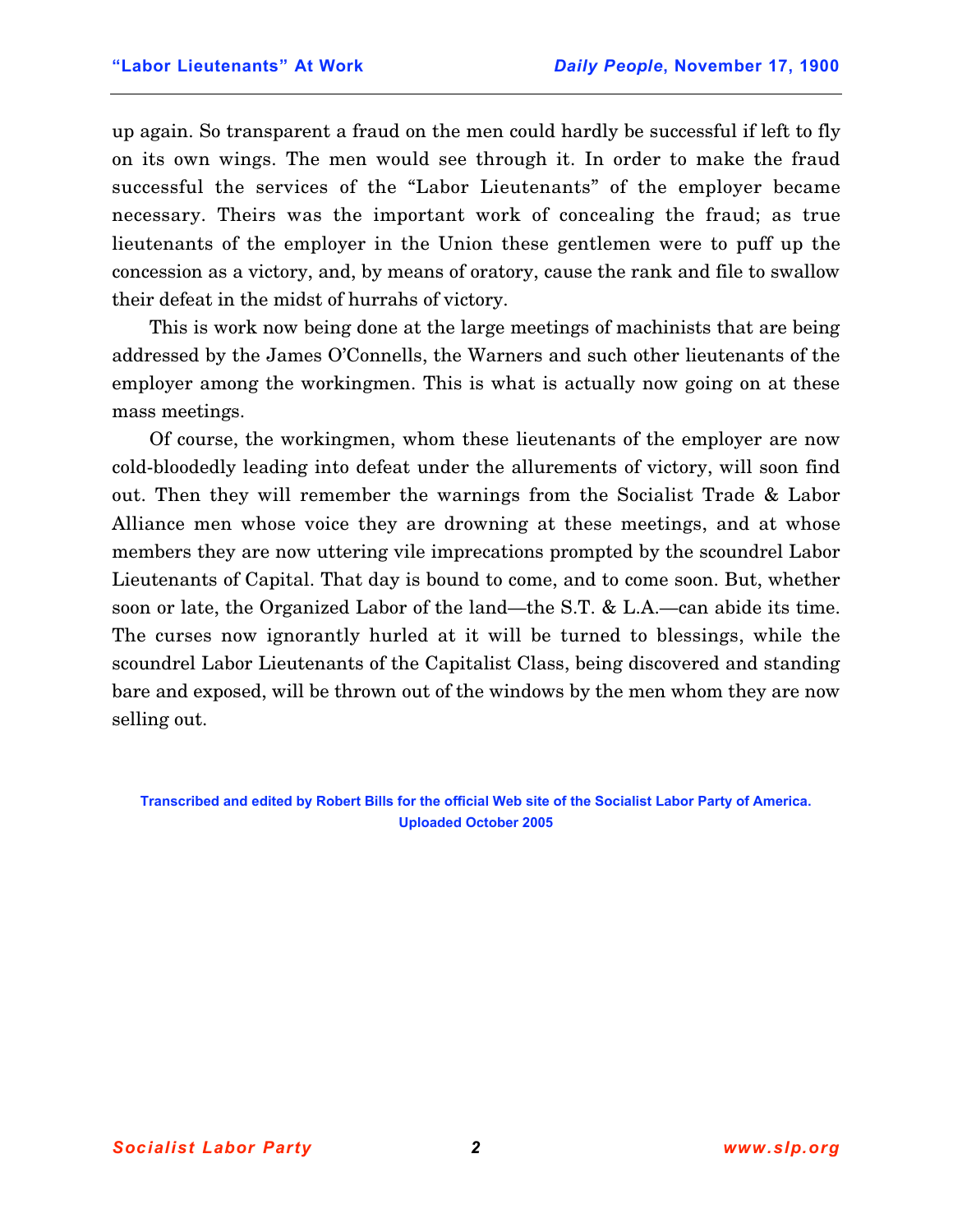up again. So transparent a fraud on the men could hardly be successful if left to fly on its own wings. The men would see through it. In order to make the fraud successful the services of the "Labor Lieutenants" of the employer became necessary. Theirs was the important work of concealing the fraud; as true lieutenants of the employer in the Union these gentlemen were to puff up the concession as a victory, and, by means of oratory, cause the rank and file to swallow their defeat in the midst of hurrahs of victory.

This is work now being done at the large meetings of machinists that are being addressed by the James O'Connells, the Warners and such other lieutenants of the employer among the workingmen. This is what is actually now going on at these mass meetings.

Of course, the workingmen, whom these lieutenants of the employer are now cold-bloodedly leading into defeat under the allurements of victory, will soon find out. Then they will remember the warnings from the Socialist Trade & Labor Alliance men whose voice they are drowning at these meetings, and at whose members they are now uttering vile imprecations prompted by the scoundrel Labor Lieutenants of Capital. That day is bound to come, and to come soon. But, whether soon or late, the Organized Labor of the land—the S.T. & L.A.—can abide its time. The curses now ignorantly hurled at it will be turned to blessings, while the scoundrel Labor Lieutenants of the Capitalist Class, being discovered and standing bare and exposed, will be thrown out of the windows by the men whom they are now selling out.

**Transcribed and edited by Robert Bills for the official Web site of the Socialist Labor Party of America.**
**Uploaded October 2005**